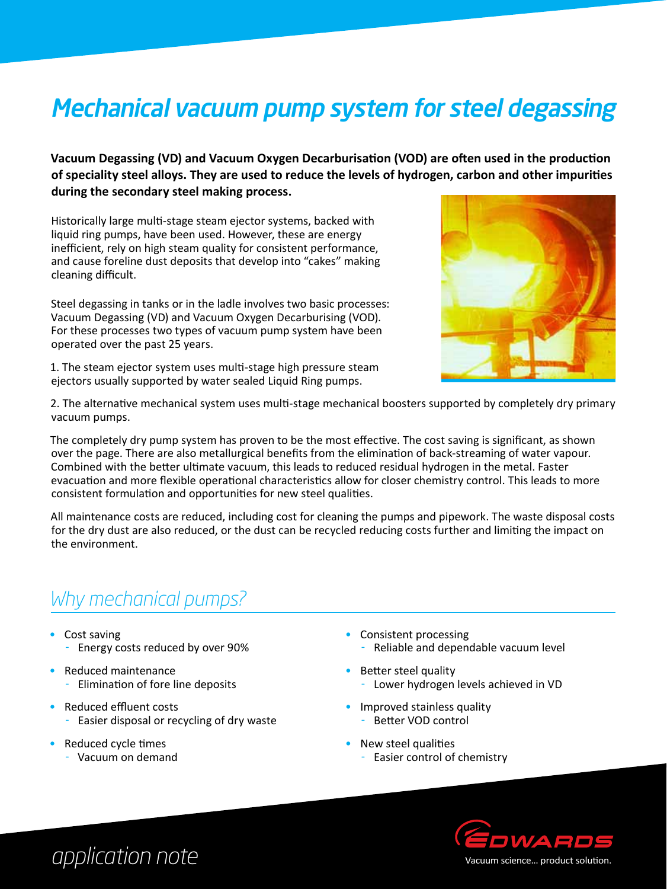# Mechanical vacuum pump system for steel degassing

**Vacuum Degassing (VD) and Vacuum Oxygen Decarburisation (VOD) are often used in the production of speciality steel alloys. They are used to reduce the levels of hydrogen, carbon and other impurities during the secondary steel making process.**

Historically large multi-stage steam ejector systems, backed with liquid ring pumps, have been used. However, these are energy inefficient, rely on high steam quality for consistent performance, and cause foreline dust deposits that develop into "cakes" making cleaning difficult.

Steel degassing in tanks or in the ladle involves two basic processes: Vacuum Degassing (VD) and Vacuum Oxygen Decarburising (VOD). For these processes two types of vacuum pump system have been operated over the past 25 years.

1. The steam ejector system uses multi-stage high pressure steam ejectors usually supported by water sealed Liquid Ring pumps.

2. The alternative mechanical system uses multi-stage mechanical boosters supported by completely dry primary vacuum pumps.

The completely dry pump system has proven to be the most effective. The cost saving is significant, as shown over the page. There are also metallurgical benefits from the elimination of back-streaming of water vapour. Combined with the better ultimate vacuum, this leads to reduced residual hydrogen in the metal. Faster evacuation and more flexible operational characteristics allow for closer chemistry control. This leads to more consistent formulation and opportunities for new steel qualities.

All maintenance costs are reduced, including cost for cleaning the pumps and pipework. The waste disposal costs for the dry dust are also reduced, or the dust can be recycled reducing costs further and limiting the impact on the environment.

## Why mechanical pumps?

- Cost saving
  - Energy costs reduced by over 90%
- Reduced maintenance
  - Elimination of fore line deposits
- Reduced effluent costs
  - Easier disposal or recycling of dry waste
- Reduced cycle times
  - Vacuum on demand
- Consistent processing
  - Reliable and dependable vacuum level
- Better steel quality
  - Lower hydrogen levels achieved in VD
- Improved stainless quality
  - Better VOD control
- New steel qualities
  - Easier control of chemistry

application note

EDWARDS

Vacuum science... product solution.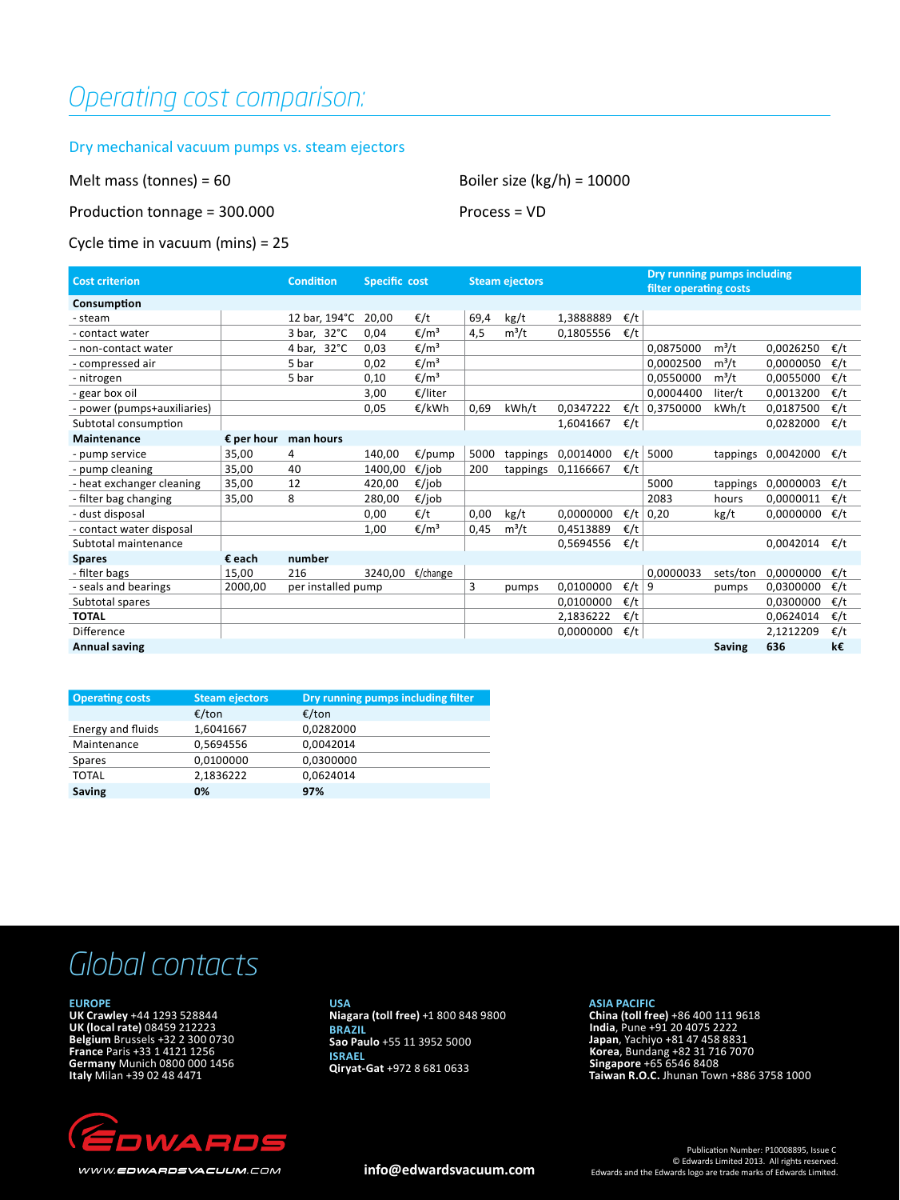# Operating cost comparison:

## Dry mechanical vacuum pumps vs. steam ejectors

Melt mass (tonnes) = 60

Boiler size (kg/h) = 10000

Production tonnage = 300.000

Process = VD

Cycle time in vacuum (mins) = 25

| Cost criterion | | Condition | Specific cost | | Steam ejectors | | | | Dry running pumps including filter operating costs | | | |
|---|---|---|---|---|---|---|---|---|---|---|---|---|
| **Consumption** | | | | | | | | | | | | |
| - steam | | 12 bar, 194°C | 20,00 | €/t | 69,4 | kg/t | 1,3888889 | €/t | | | | |
| - contact water | | 3 bar, 32°C | 0,04 | €/m³ | 4,5 | m³/t | 0,1805556 | €/t | | | | |
| - non-contact water | | 4 bar, 32°C | 0,03 | €/m³ | | | | | 0,0875000 | m³/t | 0,0026250 | €/t |
| - compressed air | | 5 bar | 0,02 | €/m³ | | | | | 0,0002500 | m³/t | 0,0000050 | €/t |
| - nitrogen | | 5 bar | 0,10 | €/m³ | | | | | 0,0550000 | m³/t | 0,0055000 | €/t |
| - gear box oil | | | 3,00 | €/liter | | | | | 0,0004400 | liter/t | 0,0013200 | €/t |
| - power (pumps+auxiliaries) | | | 0,05 | €/kWh | 0,69 | kWh/t | 0,0347222 | €/t | 0,3750000 | kWh/t | 0,0187500 | €/t |
| Subtotal consumption | | | | | | | 1,6041667 | €/t | | | 0,0282000 | €/t |
| **Maintenance** | **€ per hour** | **man hours** | | | | | | | | | | |
| - pump service | 35,00 | 4 | 140,00 | €/pump | 5000 | tappings | 0,0014000 | €/t | 5000 | tappings | 0,0042000 | €/t |
| - pump cleaning | 35,00 | 40 | 1400,00 | €/job | 200 | tappings | 0,1166667 | €/t | | | | |
| - heat exchanger cleaning | 35,00 | 12 | 420,00 | €/job | | | | | 5000 | tappings | 0,0000003 | €/t |
| - filter bag changing | 35,00 | 8 | 280,00 | €/job | | | | | 2083 | hours | 0,0000011 | €/t |
| - dust disposal | | | 0,00 | €/t | 0,00 | kg/t | 0,0000000 | €/t | 0,20 | kg/t | 0,0000000 | €/t |
| - contact water disposal | | | 1,00 | €/m³ | 0,45 | m³/t | 0,4513889 | €/t | | | | |
| Subtotal maintenance | | | | | | | 0,5694556 | €/t | | | 0,0042014 | €/t |
| **Spares** | **€ each** | **number** | | | | | | | | | | |
| - filter bags | 15,00 | 216 | 3240,00 | €/change | | | | | 0,0000033 | sets/ton | 0,0000000 | €/t |
| - seals and bearings | 2000,00 | per installed pump | | | 3 | pumps | 0,0100000 | €/t | 9 | pumps | 0,0300000 | €/t |
| Subtotal spares | | | | | | | 0,0100000 | €/t | | | 0,0300000 | €/t |
| **TOTAL** | | | | | | | 2,1836222 | €/t | | | 0,0624014 | €/t |
| Difference | | | | | | | 0,0000000 | €/t | | | 2,1212209 | €/t |
| **Annual saving** | | | | | | | | | | **Saving** | **636** | **k€** |

| Operating costs | Steam ejectors | Dry running pumps including filter |
|---|---|---|
| | €/ton | €/ton |
| Energy and fluids | 1,6041667 | 0,0282000 |
| Maintenance | 0,5694556 | 0,0042014 |
| Spares | 0,0100000 | 0,0300000 |
| TOTAL | 2,1836222 | 0,0624014 |
| **Saving** | **0%** | **97%** |

# Global contacts

**EUROPE**
**UK Crawley** +44 1293 528844
**UK (local rate)** 08459 212223
**Belgium** Brussels +32 2 300 0730
**France** Paris +33 1 4121 1256
**Germany** Munich 0800 000 1456
**Italy** Milan +39 02 48 4471

**USA**
**Niagara (toll free)** +1 800 848 9800

**BRAZIL**
**Sao Paulo** +55 11 3952 5000

**ISRAEL**
**Qiryat-Gat** +972 8 681 0633

**ASIA PACIFIC**
**China (toll free)** +86 400 111 9618
**India**, Pune +91 20 4075 2222
**Japan**, Yachiyo +81 47 458 8831
**Korea**, Bundang +82 31 716 7070
**Singapore** +65 6546 8408
**Taiwan R.O.C.** Jhunan Town +886 3758 1000

EDWARDS

WWW.EDWARDSVACUUM.COM

**info@edwardsvacuum.com**

Publication Number: P10008895, Issue C
© Edwards Limited 2013. All rights reserved.
Edwards and the Edwards logo are trade marks of Edwards Limited.